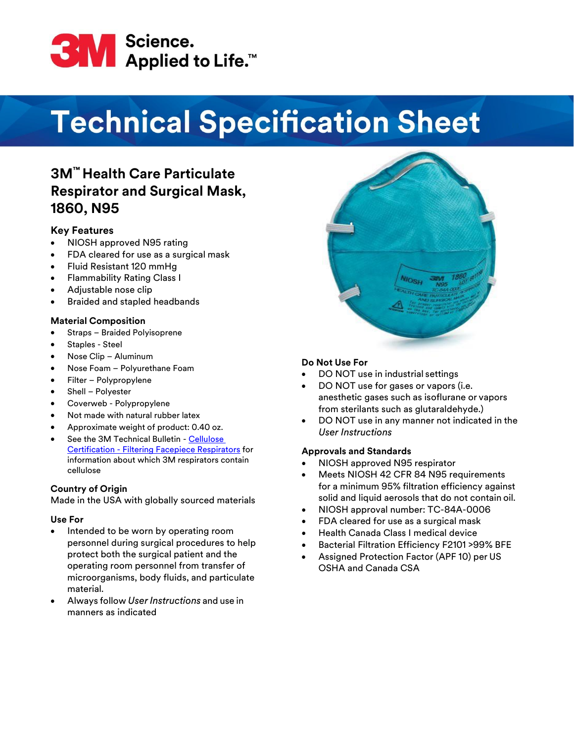3M Science. Applied to Life.™

# Technical Specification Sheet

## 3M™ Health Care Particulate Respirator and Surgical Mask, 1860, N95

### Key Features

- NIOSH approved N95 rating
- FDA cleared for use as a surgical mask
- Fluid Resistant 120 mmHg
- Flammability Rating Class I
- Adjustable nose clip
- Braided and stapled headbands

### Material Composition

- Straps – Braided Polyisoprene
- Staples - Steel
- Nose Clip – Aluminum
- Nose Foam – Polyurethane Foam
- Filter – Polypropylene
- Shell – Polyester
- Coverweb - Polypropylene
- Not made with natural rubber latex
- Approximate weight of product: 0.40 oz.
- See the 3M Technical Bulletin - Cellulose Certification - Filtering Facepiece Respirators for information about which 3M respirators contain cellulose

### Country of Origin

Made in the USA with globally sourced materials

### Use For

- Intended to be worn by operating room personnel during surgical procedures to help protect both the surgical patient and the operating room personnel from transfer of microorganisms, body fluids, and particulate material.
- Always follow *User Instructions* and use in manners as indicated

### Do Not Use For

- DO NOT use in industrial settings
- DO NOT use for gases or vapors (i.e. anesthetic gases such as isoflurane or vapors from sterilants such as glutaraldehyde.)
- DO NOT use in any manner not indicated in the *User Instructions*

### Approvals and Standards

- NIOSH approved N95 respirator
- Meets NIOSH 42 CFR 84 N95 requirements for a minimum 95% filtration efficiency against solid and liquid aerosols that do not contain oil.
- NIOSH approval number: TC-84A-0006
- FDA cleared for use as a surgical mask
- Health Canada Class I medical device
- Bacterial Filtration Efficiency F2101 >99% BFE
- Assigned Protection Factor (APF 10) per US OSHA and Canada CSA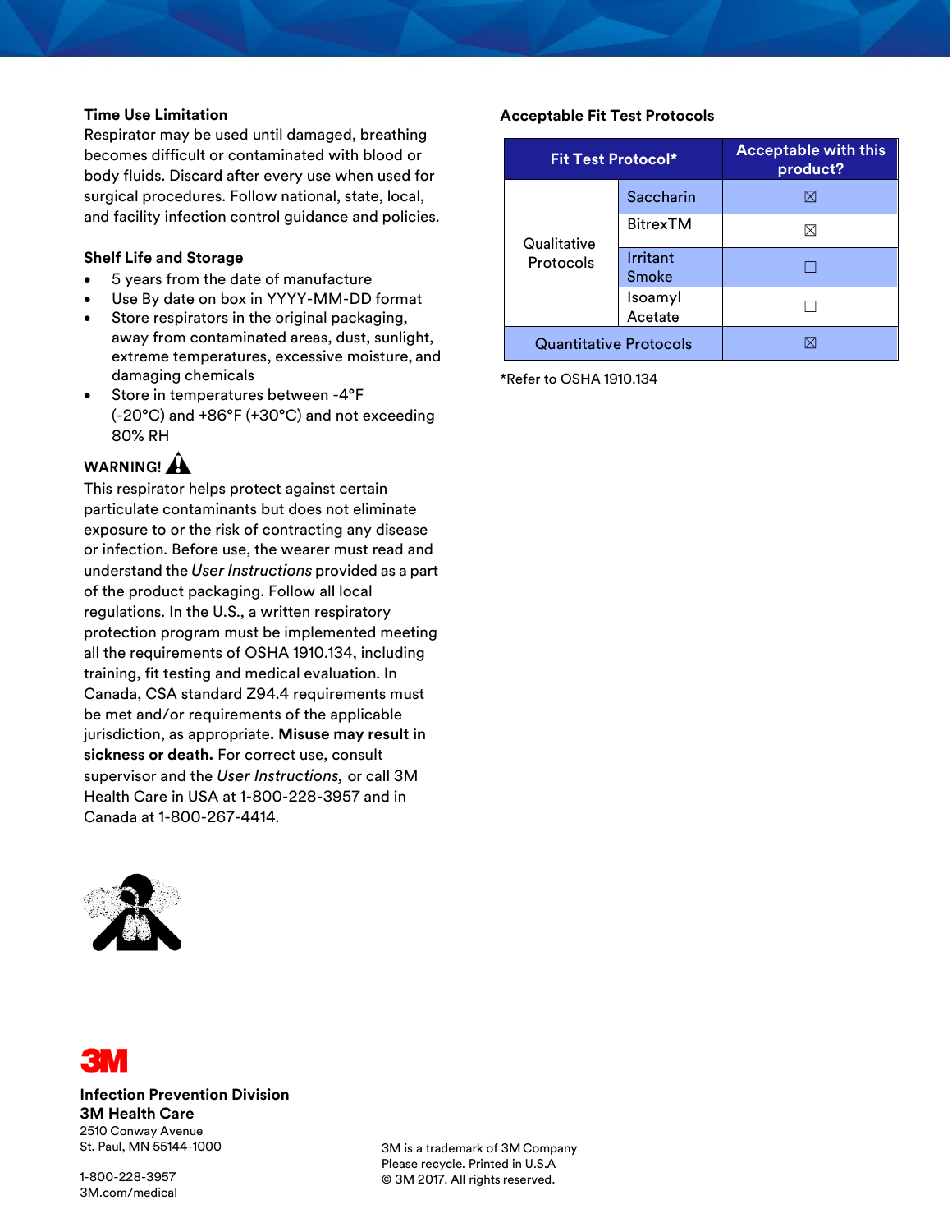### Time Use Limitation

Respirator may be used until damaged, breathing becomes difficult or contaminated with blood or body fluids. Discard after every use when used for surgical procedures. Follow national, state, local, and facility infection control guidance and policies.

### Shelf Life and Storage

- 5 years from the date of manufacture
- Use By date on box in YYYY-MM-DD format
- Store respirators in the original packaging, away from contaminated areas, dust, sunlight, extreme temperatures, excessive moisture, and damaging chemicals
- Store in temperatures between -4°F (-20°C) and +86°F (+30°C) and not exceeding 80% RH

### WARNING!

This respirator helps protect against certain particulate contaminants but does not eliminate exposure to or the risk of contracting any disease or infection. Before use, the wearer must read and understand the *User Instructions* provided as a part of the product packaging. Follow all local regulations. In the U.S., a written respiratory protection program must be implemented meeting all the requirements of OSHA 1910.134, including training, fit testing and medical evaluation. In Canada, CSA standard Z94.4 requirements must be met and/or requirements of the applicable jurisdiction, as appropriate**. Misuse may result in sickness or death.** For correct use, consult supervisor and the *User Instructions,* or call 3M Health Care in USA at 1-800-228-3957 and in Canada at 1-800-267-4414.

### Acceptable Fit Test Protocols

| Fit Test Protocol* | | Acceptable with this product? |
|---|---|---|
| Qualitative Protocols | Saccharin | ☒ |
| | BitrexTM | ☒ |
| | Irritant Smoke | ☐ |
| | Isoamyl Acetate | ☐ |
| Quantitative Protocols | | ☒ |

*Refer to OSHA 1910.134

**Infection Prevention Division**
**3M Health Care**
2510 Conway Avenue
St. Paul, MN 55144-1000

1-800-228-3957
3M.com/medical

3M is a trademark of 3M Company
Please recycle. Printed in U.S.A
© 3M 2017. All rights reserved.